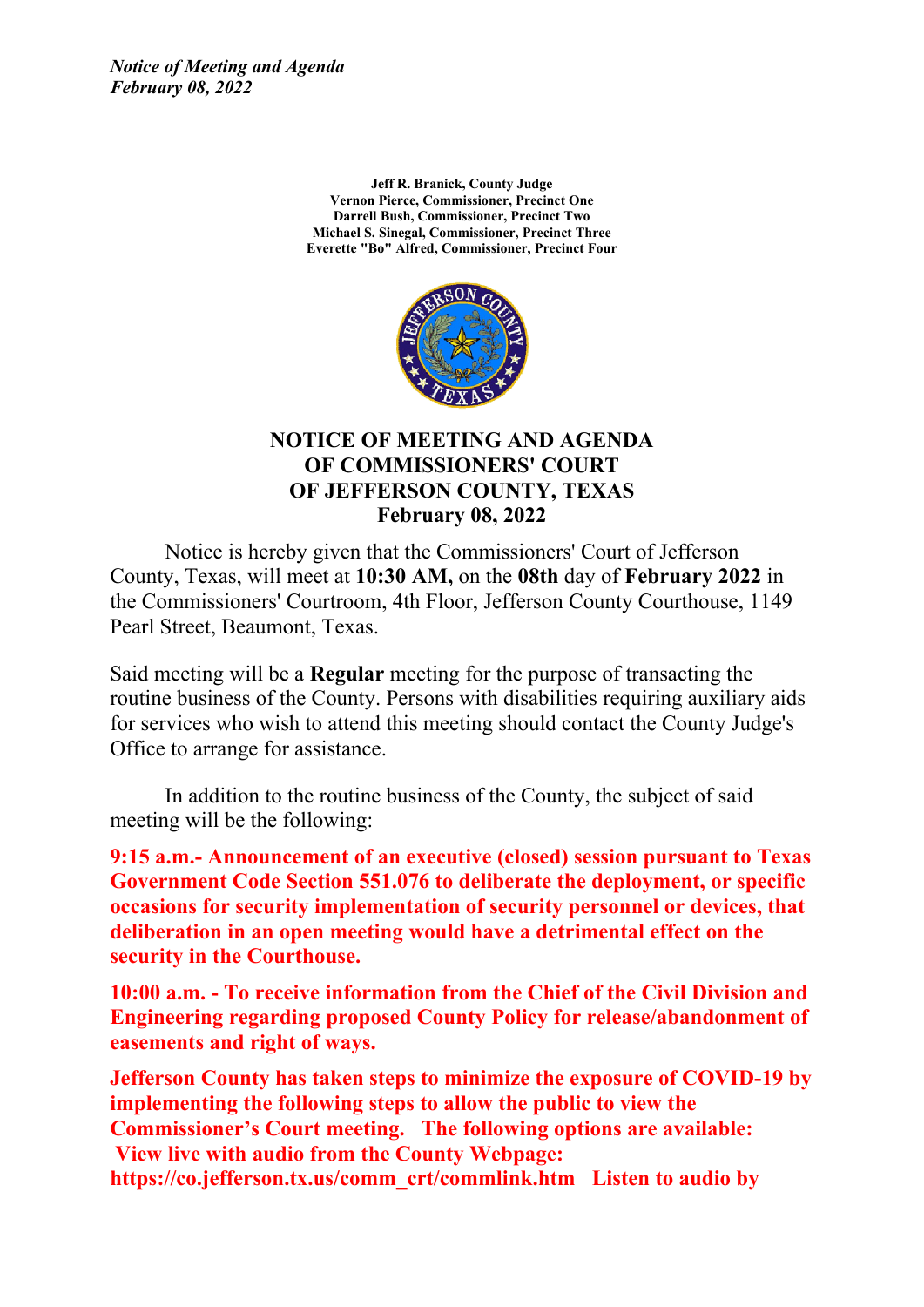*Notice of Meeting and Agenda*
*February 08, 2022*

**Jeff R. Branick, County Judge**
**Vernon Pierce, Commissioner, Precinct One**
**Darrell Bush, Commissioner, Precinct Two**
**Michael S. Sinegal, Commissioner, Precinct Three**
**Everette "Bo" Alfred, Commissioner, Precinct Four**

# NOTICE OF MEETING AND AGENDA OF COMMISSIONERS' COURT OF JEFFERSON COUNTY, TEXAS February 08, 2022

Notice is hereby given that the Commissioners' Court of Jefferson County, Texas, will meet at **10:30 AM,** on the **08th** day of **February 2022** in the Commissioners' Courtroom, 4th Floor, Jefferson County Courthouse, 1149 Pearl Street, Beaumont, Texas.

Said meeting will be a **Regular** meeting for the purpose of transacting the routine business of the County. Persons with disabilities requiring auxiliary aids for services who wish to attend this meeting should contact the County Judge's Office to arrange for assistance.

In addition to the routine business of the County, the subject of said meeting will be the following:

**9:15 a.m.- Announcement of an executive (closed) session pursuant to Texas Government Code Section 551.076 to deliberate the deployment, or specific occasions for security implementation of security personnel or devices, that deliberation in an open meeting would have a detrimental effect on the security in the Courthouse.**

**10:00 a.m. - To receive information from the Chief of the Civil Division and Engineering regarding proposed County Policy for release/abandonment of easements and right of ways.**

**Jefferson County has taken steps to minimize the exposure of COVID-19 by implementing the following steps to allow the public to view the Commissioner's Court meeting. The following options are available: View live with audio from the County Webpage: https://co.jefferson.tx.us/comm_crt/commlink.htm Listen to audio by**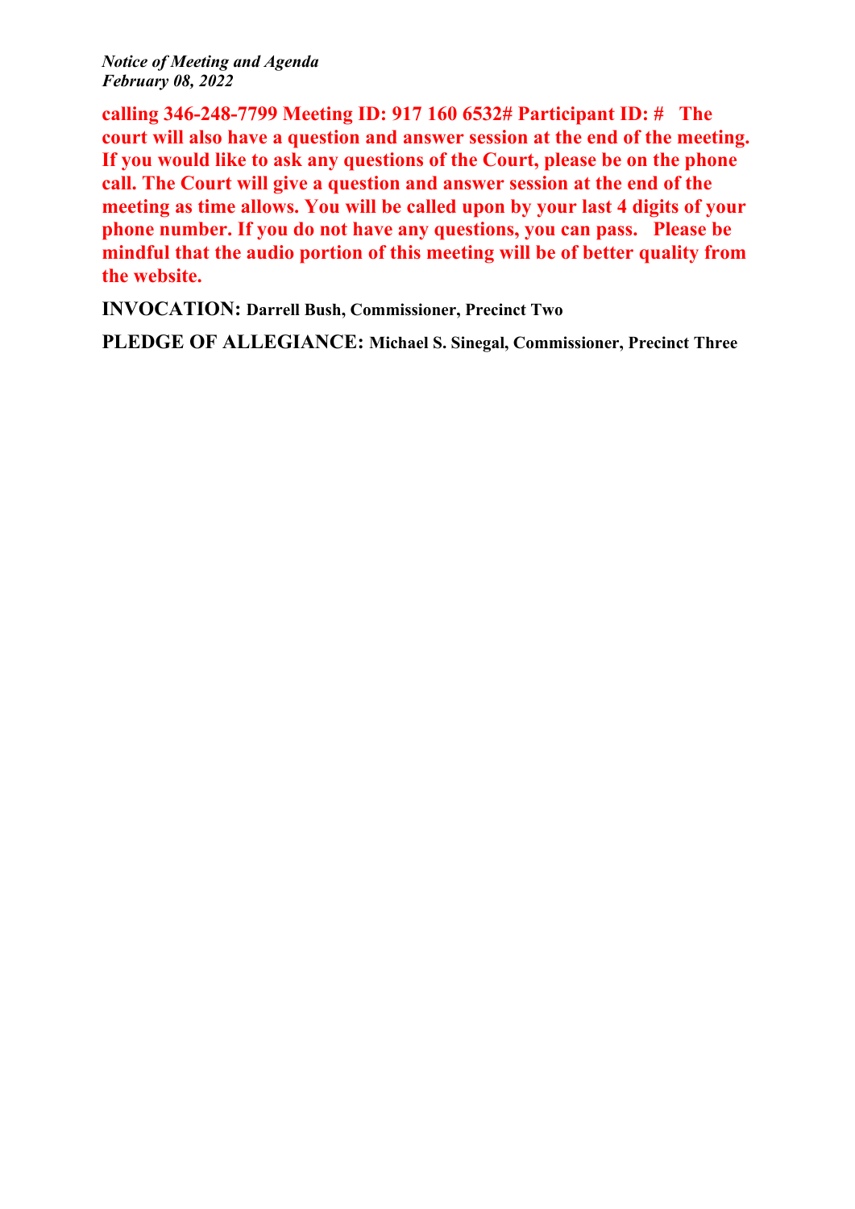**calling 346-248-7799 Meeting ID: 917 160 6532# Participant ID: # The court will also have a question and answer session at the end of the meeting. If you would like to ask any questions of the Court, please be on the phone call. The Court will give a question and answer session at the end of the meeting as time allows. You will be called upon by your last 4 digits of your phone number. If you do not have any questions, you can pass. Please be mindful that the audio portion of this meeting will be of better quality from the website.**

**INVOCATION:** **Darrell Bush, Commissioner, Precinct Two**

**PLEDGE OF ALLEGIANCE:** **Michael S. Sinegal, Commissioner, Precinct Three**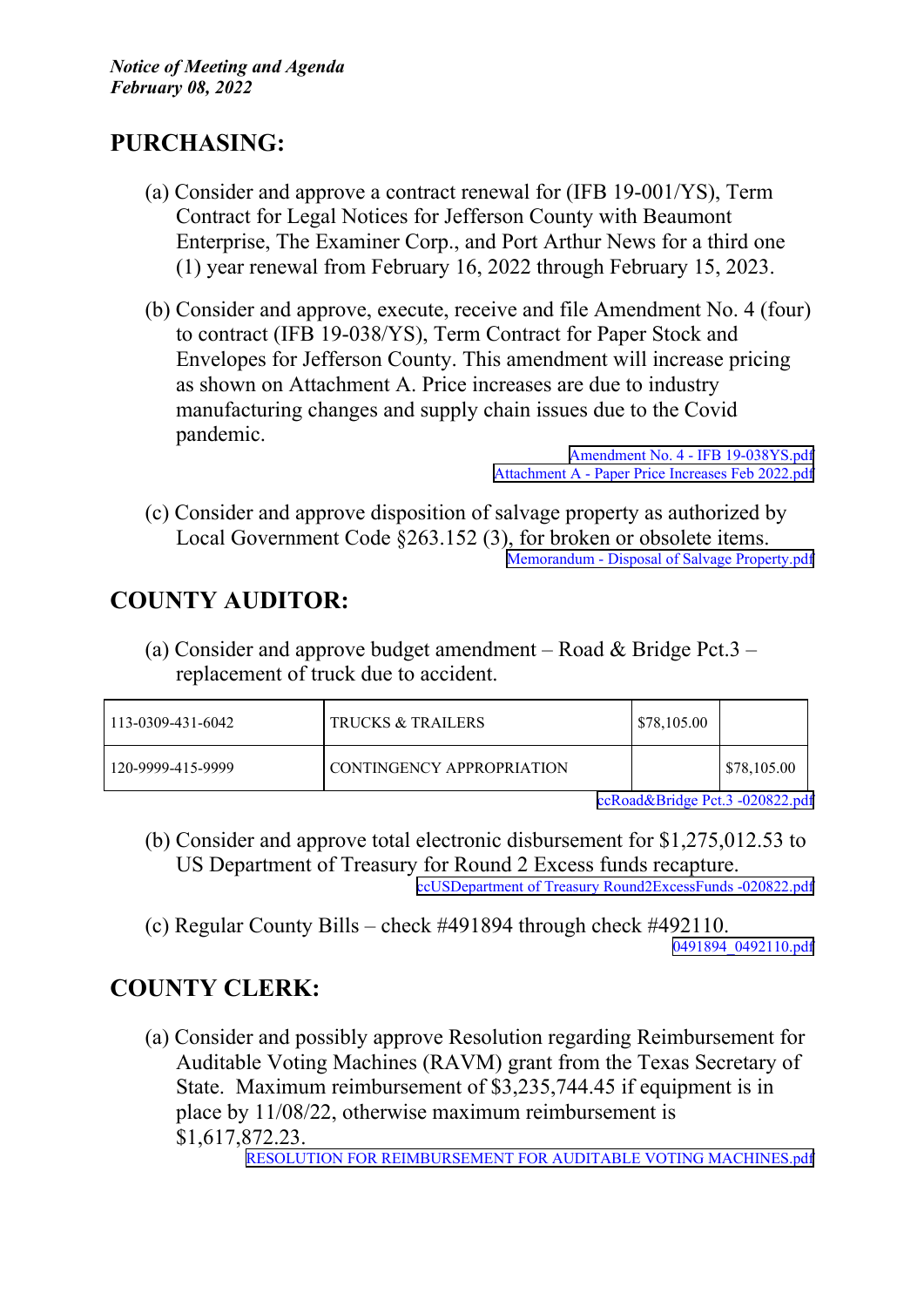## PURCHASING:

(a) Consider and approve a contract renewal for (IFB 19-001/YS), Term Contract for Legal Notices for Jefferson County with Beaumont Enterprise, The Examiner Corp., and Port Arthur News for a third one (1) year renewal from February 16, 2022 through February 15, 2023.

(b) Consider and approve, execute, receive and file Amendment No. 4 (four) to contract (IFB 19-038/YS), Term Contract for Paper Stock and Envelopes for Jefferson County. This amendment will increase pricing as shown on Attachment A. Price increases are due to industry manufacturing changes and supply chain issues due to the Covid pandemic.

Amendment No. 4 - IFB 19-038YS.pdf
Attachment A - Paper Price Increases Feb 2022.pdf

(c) Consider and approve disposition of salvage property as authorized by Local Government Code §263.152 (3), for broken or obsolete items.

Memorandum - Disposal of Salvage Property.pdf

## COUNTY AUDITOR:

(a) Consider and approve budget amendment – Road & Bridge Pct.3 – replacement of truck due to accident.

| | | | |
|---|---|---|---|
| 113-0309-431-6042 | TRUCKS & TRAILERS | $78,105.00 | |
| 120-9999-415-9999 | CONTINGENCY APPROPRIATION | | $78,105.00 |

ccRoad&Bridge Pct.3 -020822.pdf

(b) Consider and approve total electronic disbursement for $1,275,012.53 to US Department of Treasury for Round 2 Excess funds recapture.

ccUSDepartment of Treasury Round2ExcessFunds -020822.pdf

(c) Regular County Bills – check #491894 through check #492110.

0491894_0492110.pdf

## COUNTY CLERK:

(a) Consider and possibly approve Resolution regarding Reimbursement for Auditable Voting Machines (RAVM) grant from the Texas Secretary of State. Maximum reimbursement of $3,235,744.45 if equipment is in place by 11/08/22, otherwise maximum reimbursement is $1,617,872.23.

RESOLUTION FOR REIMBURSEMENT FOR AUDITABLE VOTING MACHINES.pdf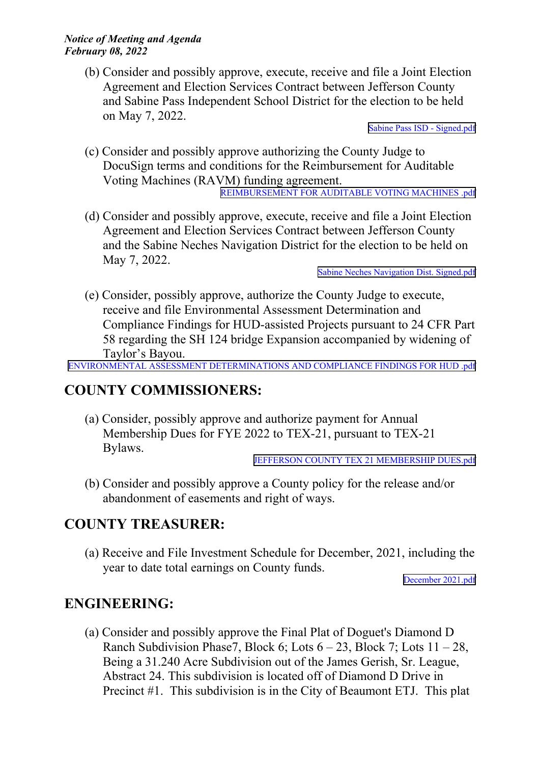(b) Consider and possibly approve, execute, receive and file a Joint Election Agreement and Election Services Contract between Jefferson County and Sabine Pass Independent School District for the election to be held on May 7, 2022.

Sabine Pass ISD - Signed.pdf

(c) Consider and possibly approve authorizing the County Judge to DocuSign terms and conditions for the Reimbursement for Auditable Voting Machines (RAVM) funding agreement.

REIMBURSEMENT FOR AUDITABLE VOTING MACHINES .pdf

(d) Consider and possibly approve, execute, receive and file a Joint Election Agreement and Election Services Contract between Jefferson County and the Sabine Neches Navigation District for the election to be held on May 7, 2022.

Sabine Neches Navigation Dist. Signed.pdf

(e) Consider, possibly approve, authorize the County Judge to execute, receive and file Environmental Assessment Determination and Compliance Findings for HUD-assisted Projects pursuant to 24 CFR Part 58 regarding the SH 124 bridge Expansion accompanied by widening of Taylor's Bayou.

ENVIRONMENTAL ASSESSMENT DETERMINATIONS AND COMPLIANCE FINDINGS FOR HUD .pdf

## COUNTY COMMISSIONERS:

(a) Consider, possibly approve and authorize payment for Annual Membership Dues for FYE 2022 to TEX-21, pursuant to TEX-21 Bylaws.

JEFFERSON COUNTY TEX 21 MEMBERSHIP DUES.pdf

(b) Consider and possibly approve a County policy for the release and/or abandonment of easements and right of ways.

## COUNTY TREASURER:

(a) Receive and File Investment Schedule for December, 2021, including the year to date total earnings on County funds.

December 2021.pdf

## ENGINEERING:

(a) Consider and possibly approve the Final Plat of Doguet's Diamond D Ranch Subdivision Phase7, Block 6; Lots 6 – 23, Block 7; Lots 11 – 28, Being a 31.240 Acre Subdivision out of the James Gerish, Sr. League, Abstract 24. This subdivision is located off of Diamond D Drive in Precinct #1. This subdivision is in the City of Beaumont ETJ. This plat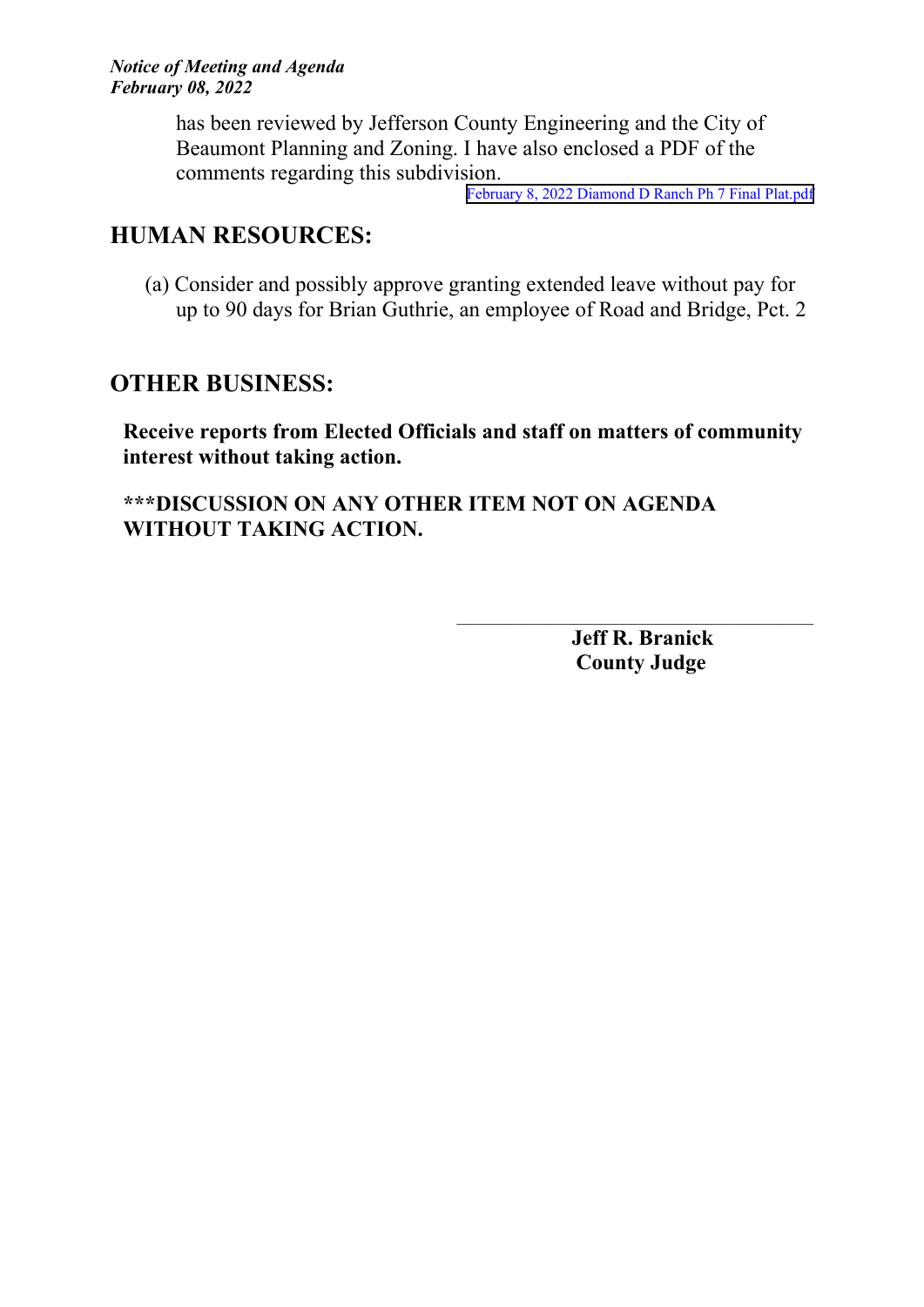has been reviewed by Jefferson County Engineering and the City of Beaumont Planning and Zoning. I have also enclosed a PDF of the comments regarding this subdivision.

February 8, 2022 Diamond D Ranch Ph 7 Final Plat.pdf

## HUMAN RESOURCES:

(a) Consider and possibly approve granting extended leave without pay for up to 90 days for Brian Guthrie, an employee of Road and Bridge, Pct. 2

## OTHER BUSINESS:

**Receive reports from Elected Officials and staff on matters of community interest without taking action.**

**\*\*\*DISCUSSION ON ANY OTHER ITEM NOT ON AGENDA WITHOUT TAKING ACTION.**

\_\_\_\_\_\_\_\_\_\_\_\_\_\_\_\_\_\_\_\_\_\_\_\_\_\_\_\_\_\_\_\_\_\_\_\_

**Jeff R. Branick**
**County Judge**